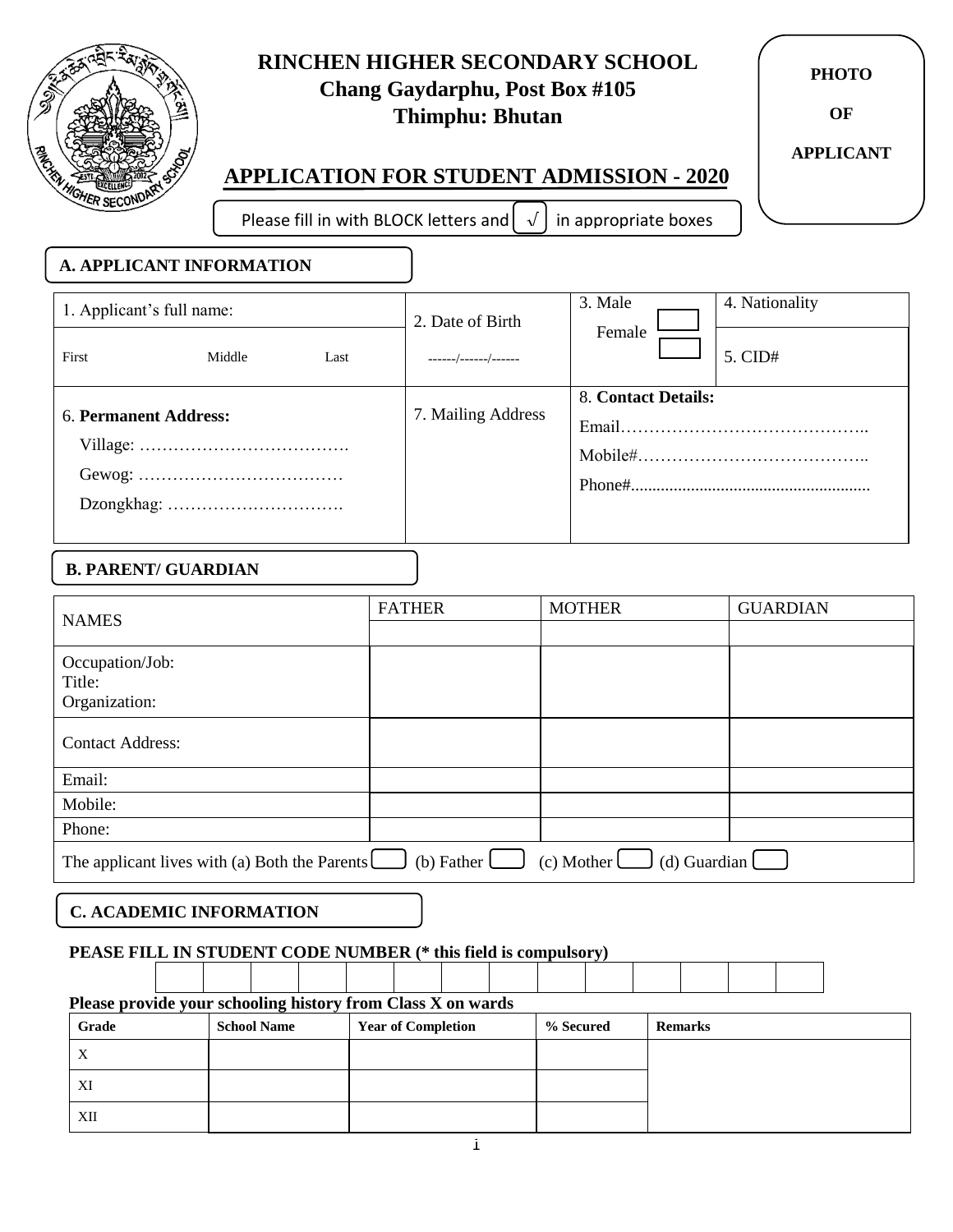# RINCHEN HIGHER SECONDARY SCHOOL

**Chang Gaydarphu, Post Box #105**

**Thimphu: Bhutan**

**PHOTO OF APPLICANT**

## APPLICATION FOR STUDENT ADMISSION - 2020

Please fill in with BLOCK letters and √ in appropriate boxes

### A. APPLICANT INFORMATION

| 1. Applicant's full name: | 2. Date of Birth | 3. Male / Female | 4. Nationality |
|---|---|---|---|
| First Middle Last | ------/------/------ | | 5. CID# |
| **6. Permanent Address:** Village: ………………………………. Gewog: ……………………………… Dzongkhag: …………………………. | 7. Mailing Address | **8. Contact Details:** Email…………………………………….. Mobile#………………………………….. Phone#....................................................... | |

### B. PARENT/ GUARDIAN

| NAMES | FATHER | MOTHER | GUARDIAN |
|---|---|---|---|
| Occupation/Job: Title: Organization: | | | |
| Contact Address: | | | |
| Email: | | | |
| Mobile: | | | |
| Phone: | | | |

The applicant lives with (a) Both the Parents ☐ (b) Father ☐ (c) Mother ☐ (d) Guardian ☐

### C. ACADEMIC INFORMATION

**PEASE FILL IN STUDENT CODE NUMBER (* this field is compulsory)**

| | | | | | | | | | | | | | |
|---|---|---|---|---|---|---|---|---|---|---|---|---|---|
| | | | | | | | | | | | | | |

**Please provide your schooling history from Class X on wards**

| Grade | School Name | Year of Completion | % Secured | Remarks |
|---|---|---|---|---|
| X | | | | |
| XI | | | | |
| XII | | | | |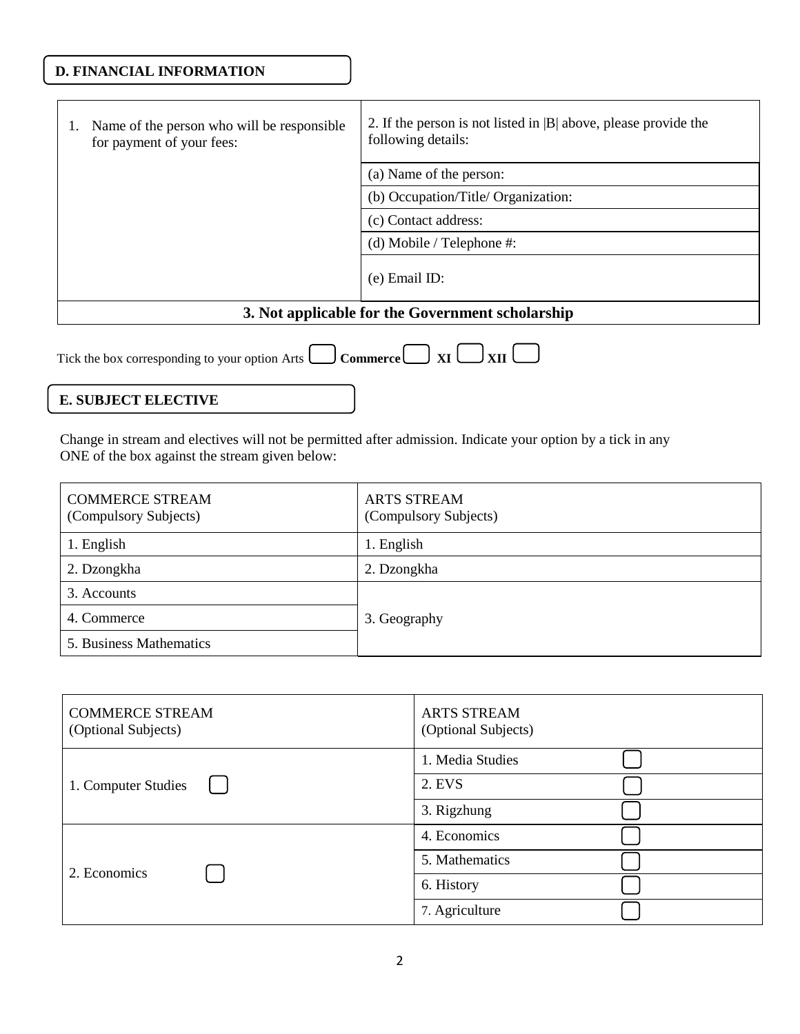## D. FINANCIAL INFORMATION

| 1. Name of the person who will be responsible for payment of your fees: | 2. If the person is not listed in \|B\| above, please provide the following details: |
|---|---|
| | (a) Name of the person: |
| | (b) Occupation/Title/ Organization: |
| | (c) Contact address: |
| | (d) Mobile / Telephone #: |
| | (e) Email ID: |
| **3. Not applicable for the Government scholarship** | |

Tick the box corresponding to your option Arts ☐ **Commerce** ☐ **XI** ☐ **XII** ☐

## E. SUBJECT ELECTIVE

Change in stream and electives will not be permitted after admission. Indicate your option by a tick in any ONE of the box against the stream given below:

| COMMERCE STREAM (Compulsory Subjects) | ARTS STREAM (Compulsory Subjects) |
|---|---|
| 1. English | 1. English |
| 2. Dzongkha | 2. Dzongkha |
| 3. Accounts | 3. Geography |
| 4. Commerce | |
| 5. Business Mathematics | |

| COMMERCE STREAM (Optional Subjects) | ARTS STREAM (Optional Subjects) |
|---|---|
| 1. Computer Studies ☐ | 1. Media Studies ☐ |
| | 2. EVS ☐ |
| | 3. Rigzhung ☐ |
| 2. Economics ☐ | 4. Economics ☐ |
| | 5. Mathematics ☐ |
| | 6. History ☐ |
| | 7. Agriculture ☐ |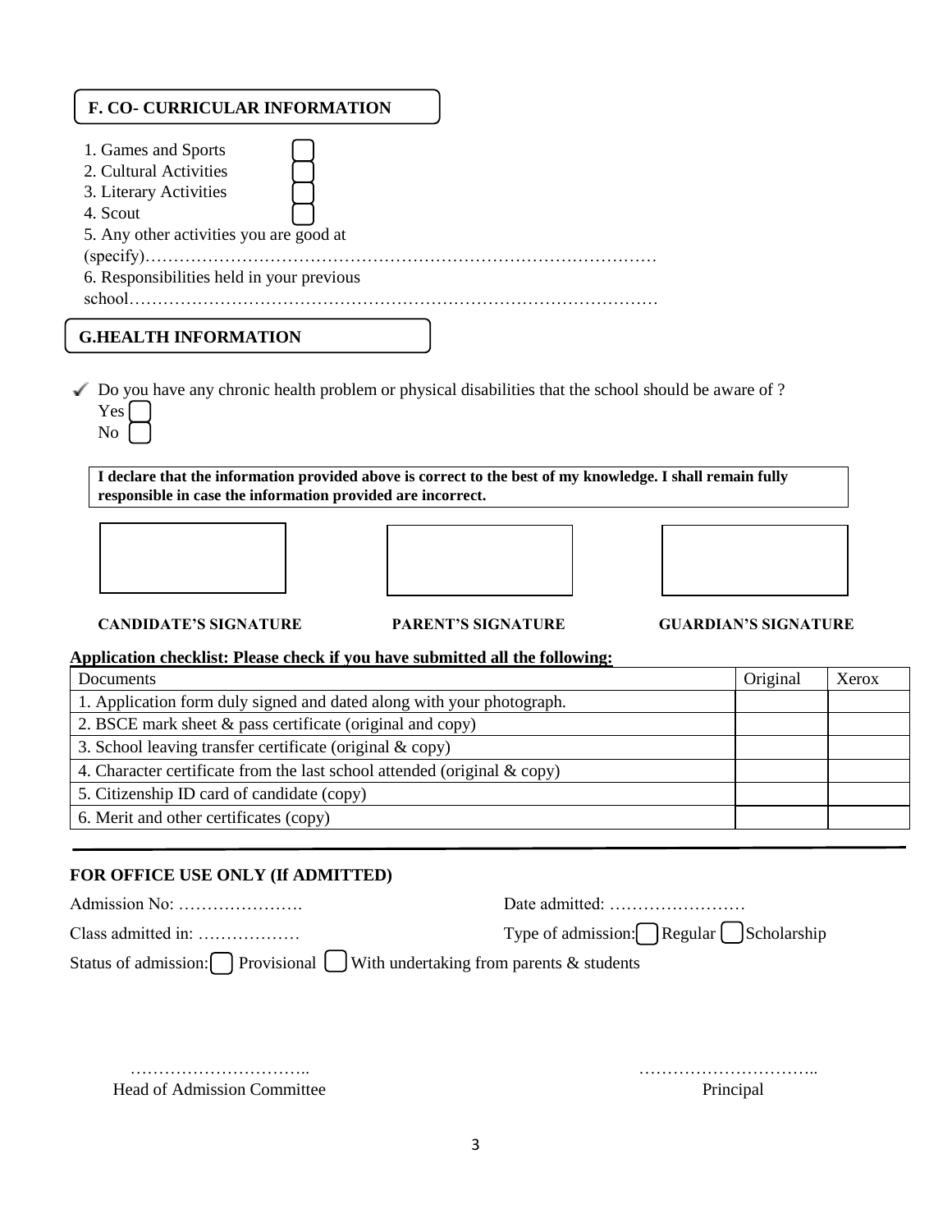## F. CO- CURRICULAR INFORMATION

1. Games and Sports ☐
2. Cultural Activities ☐
3. Literary Activities ☐
4. Scout ☐
5. Any other activities you are good at (specify)……………………………………………………………………………
6. Responsibilities held in your previous school…………………………………………………………………………

## G.HEALTH INFORMATION

- ✓ Do you have any chronic health problem or physical disabilities that the school should be aware of ?
  Yes ☐
  No ☐

**I declare that the information provided above is correct to the best of my knowledge. I shall remain fully responsible in case the information provided are incorrect.**

| | | |
|---|---|---|
| **CANDIDATE'S SIGNATURE** | **PARENT'S SIGNATURE** | **GUARDIAN'S SIGNATURE** |

**Application checklist: Please check if you have submitted all the following:**

| Documents | Original | Xerox |
|---|---|---|
| 1. Application form duly signed and dated along with your photograph. | | |
| 2. BSCE mark sheet & pass certificate (original and copy) | | |
| 3. School leaving transfer certificate (original & copy) | | |
| 4. Character certificate from the last school attended (original & copy) | | |
| 5. Citizenship ID card of candidate (copy) | | |
| 6. Merit and other certificates (copy) | | |

---

### FOR OFFICE USE ONLY (If ADMITTED)

Admission No: ………………….  Date admitted: ……………………

Class admitted in: ………………  Type of admission: ☐ Regular ☐ Scholarship

Status of admission: ☐ Provisional ☐ With undertaking from parents & students

…………………………..  …………………………..

Head of Admission Committee  Principal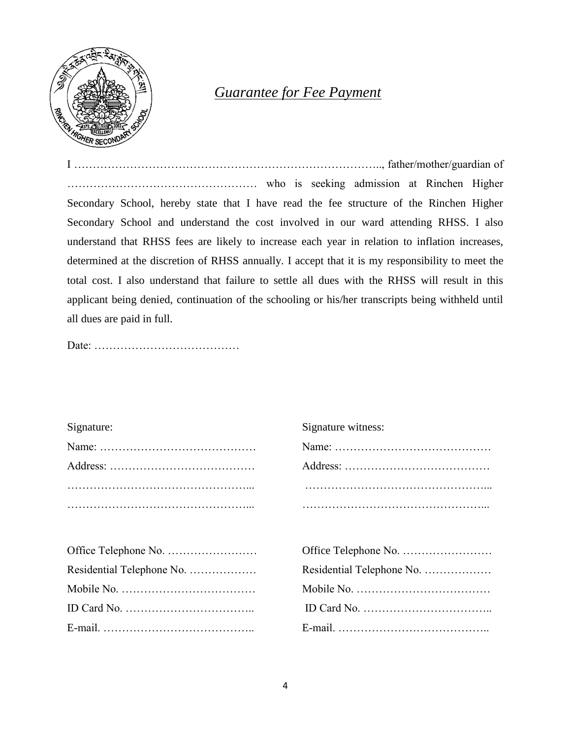## *Guarantee for Fee Payment*

I ……………………………………………………………………….., father/mother/guardian of …………………………………………. who is seeking admission at Rinchen Higher Secondary School, hereby state that I have read the fee structure of the Rinchen Higher Secondary School and understand the cost involved in our ward attending RHSS. I also understand that RHSS fees are likely to increase each year in relation to inflation increases, determined at the discretion of RHSS annually. I accept that it is my responsibility to meet the total cost. I also understand that failure to settle all dues with the RHSS will result in this applicant being denied, continuation of the schooling or his/her transcripts being withheld until all dues are paid in full.

Date: …………………………………

Signature:

Name: ……………………………………

Address: ……………………………………

……………………………………………...

……………………………………………...

Office Telephone No. ……………………

Residential Telephone No. ………………

Mobile No. ………………………………

ID Card No. ……………………………..

E-mail. …………………………………..

Signature witness:

Name: ……………………………………

Address: ……………………………………

……………………………………………...

……………………………………………...

Office Telephone No. ……………………

Residential Telephone No. ………………

Mobile No. ………………………………

ID Card No. ……………………………..

E-mail. …………………………………..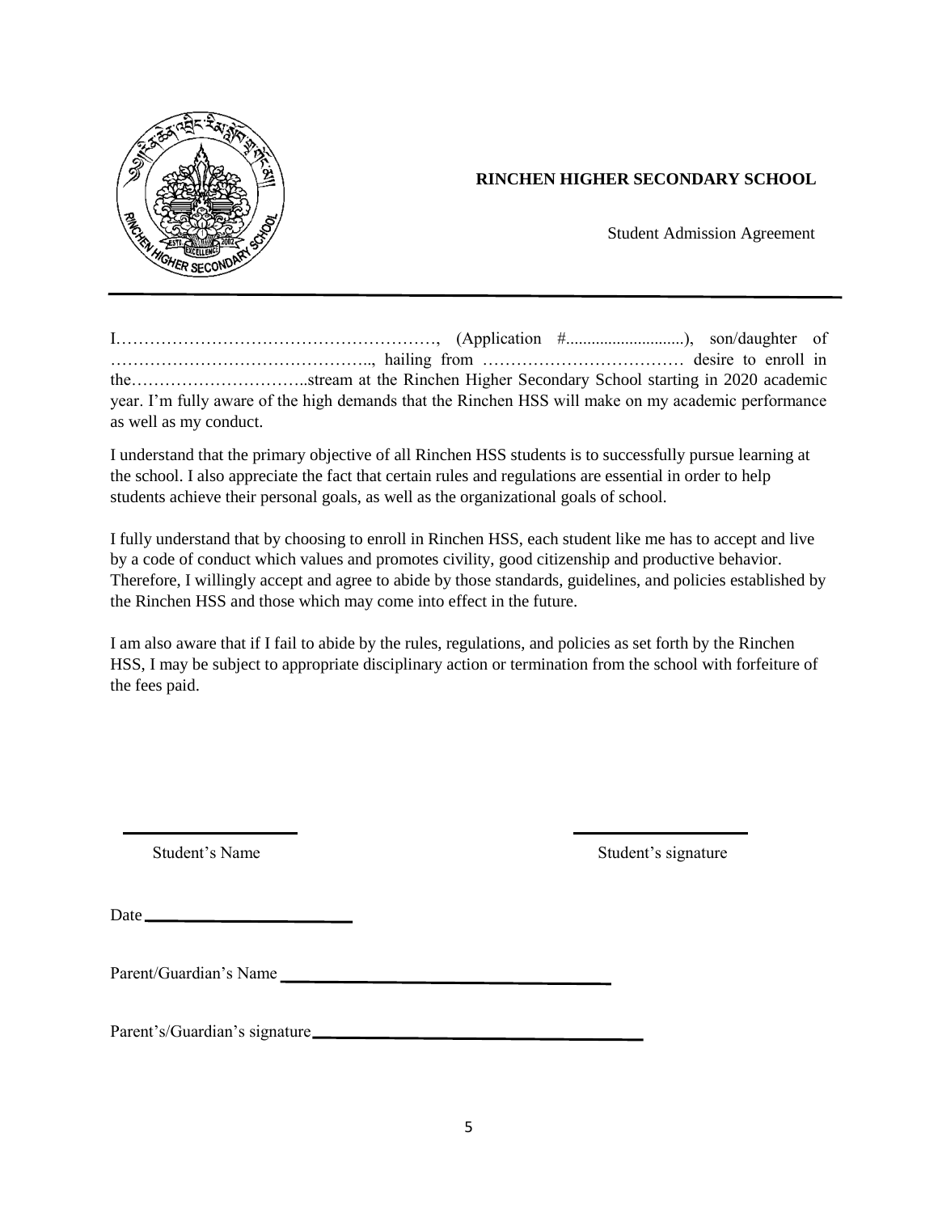**RINCHEN HIGHER SECONDARY SCHOOL**

Student Admission Agreement

---

I…………………………………………………, (Application #............................), son/daughter of ……………………………………….., hailing from ……………………………… desire to enroll in the…………………………..stream at the Rinchen Higher Secondary School starting in 2020 academic year. I'm fully aware of the high demands that the Rinchen HSS will make on my academic performance as well as my conduct.

I understand that the primary objective of all Rinchen HSS students is to successfully pursue learning at the school. I also appreciate the fact that certain rules and regulations are essential in order to help students achieve their personal goals, as well as the organizational goals of school.

I fully understand that by choosing to enroll in Rinchen HSS, each student like me has to accept and live by a code of conduct which values and promotes civility, good citizenship and productive behavior. Therefore, I willingly accept and agree to abide by those standards, guidelines, and policies established by the Rinchen HSS and those which may come into effect in the future.

I am also aware that if I fail to abide by the rules, regulations, and policies as set forth by the Rinchen HSS, I may be subject to appropriate disciplinary action or termination from the school with forfeiture of the fees paid.

\_\_\_\_\_\_\_\_\_\_\_\_\_\_\_\_\_\_\_\_ Student's Name

\_\_\_\_\_\_\_\_\_\_\_\_\_\_\_\_\_\_\_\_ Student's signature

Date \_\_\_\_\_\_\_\_\_\_\_\_\_\_\_\_\_\_\_\_\_\_\_\_

Parent/Guardian's Name \_\_\_\_\_\_\_\_\_\_\_\_\_\_\_\_\_\_\_\_\_\_\_\_\_\_\_\_\_\_\_\_\_\_\_\_

Parent's/Guardian's signature \_\_\_\_\_\_\_\_\_\_\_\_\_\_\_\_\_\_\_\_\_\_\_\_\_\_\_\_\_\_\_\_\_\_\_\_